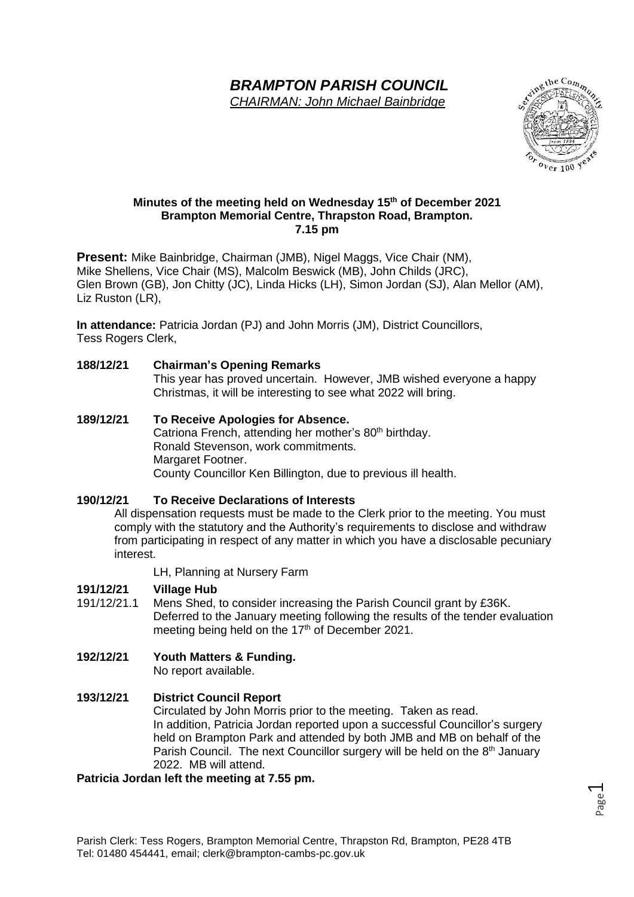# *BRAMPTON PARISH COUNCIL*

*CHAIRMAN: John Michael Bainbridge*

**Minutes of the meeting held on Wednesday 15th of December 2021**
**Brampton Memorial Centre, Thrapston Road, Brampton.**
**7.15 pm**

**Present:** Mike Bainbridge, Chairman (JMB), Nigel Maggs, Vice Chair (NM), Mike Shellens, Vice Chair (MS), Malcolm Beswick (MB), John Childs (JRC), Glen Brown (GB), Jon Chitty (JC), Linda Hicks (LH), Simon Jordan (SJ), Alan Mellor (AM), Liz Ruston (LR),

**In attendance:** Patricia Jordan (PJ) and John Morris (JM), District Councillors, Tess Rogers Clerk,

**188/12/21 Chairman's Opening Remarks**

This year has proved uncertain. However, JMB wished everyone a happy Christmas, it will be interesting to see what 2022 will bring.

**189/12/21 To Receive Apologies for Absence.**

Catriona French, attending her mother's 80th birthday.
Ronald Stevenson, work commitments.
Margaret Footner.
County Councillor Ken Billington, due to previous ill health.

**190/12/21 To Receive Declarations of Interests**

All dispensation requests must be made to the Clerk prior to the meeting. You must comply with the statutory and the Authority's requirements to disclose and withdraw from participating in respect of any matter in which you have a disclosable pecuniary interest.

LH, Planning at Nursery Farm

**191/12/21 Village Hub**

191/12/21.1 Mens Shed, to consider increasing the Parish Council grant by £36K. Deferred to the January meeting following the results of the tender evaluation meeting being held on the 17th of December 2021.

**192/12/21 Youth Matters & Funding.**

No report available.

**193/12/21 District Council Report**

Circulated by John Morris prior to the meeting. Taken as read. In addition, Patricia Jordan reported upon a successful Councillor's surgery held on Brampton Park and attended by both JMB and MB on behalf of the Parish Council. The next Councillor surgery will be held on the 8th January 2022. MB will attend.

**Patricia Jordan left the meeting at 7.55 pm.**

Parish Clerk: Tess Rogers, Brampton Memorial Centre, Thrapston Rd, Brampton, PE28 4TB
Tel: 01480 454441, email; clerk@brampton-cambs-pc.gov.uk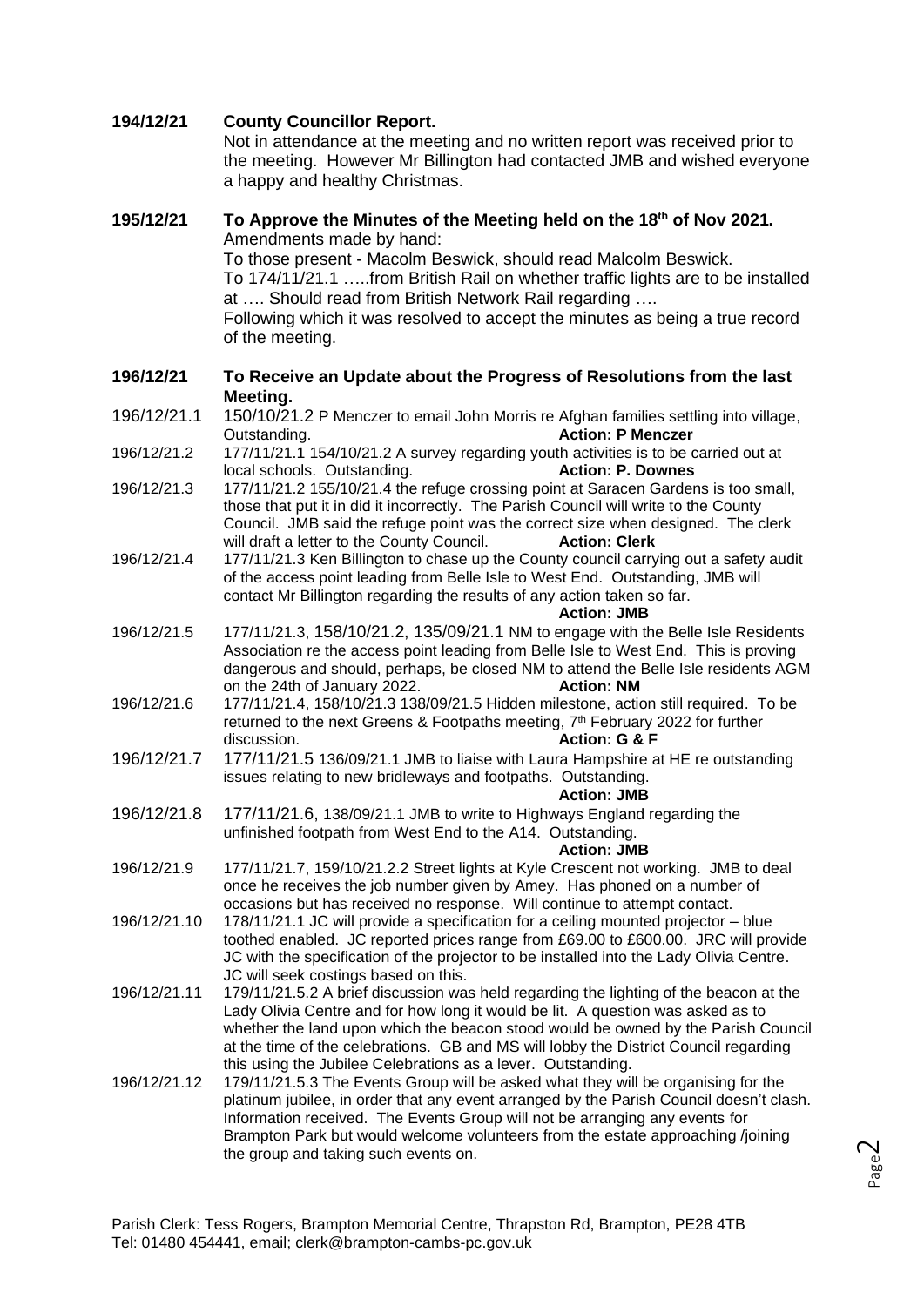**194/12/21 County Councillor Report.**

Not in attendance at the meeting and no written report was received prior to the meeting. However Mr Billington had contacted JMB and wished everyone a happy and healthy Christmas.

**195/12/21 To Approve the Minutes of the Meeting held on the 18th of Nov 2021.**

Amendments made by hand:

To those present - Macolm Beswick, should read Malcolm Beswick.

To 174/11/21.1 …..from British Rail on whether traffic lights are to be installed at …. Should read from British Network Rail regarding ….

Following which it was resolved to accept the minutes as being a true record of the meeting.

**196/12/21 To Receive an Update about the Progress of Resolutions from the last Meeting.**

196/12/21.1 150/10/21.2 P Menczer to email John Morris re Afghan families settling into village, Outstanding. **Action: P Menczer**

196/12/21.2 177/11/21.1 154/10/21.2 A survey regarding youth activities is to be carried out at local schools. Outstanding. **Action: P. Downes**

196/12/21.3 177/11/21.2 155/10/21.4 the refuge crossing point at Saracen Gardens is too small, those that put it in did it incorrectly. The Parish Council will write to the County Council. JMB said the refuge point was the correct size when designed. The clerk will draft a letter to the County Council. **Action: Clerk**

196/12/21.4 177/11/21.3 Ken Billington to chase up the County council carrying out a safety audit of the access point leading from Belle Isle to West End. Outstanding, JMB will contact Mr Billington regarding the results of any action taken so far. **Action: JMB**

196/12/21.5 177/11/21.3, 158/10/21.2, 135/09/21.1 NM to engage with the Belle Isle Residents Association re the access point leading from Belle Isle to West End. This is proving dangerous and should, perhaps, be closed NM to attend the Belle Isle residents AGM on the 24th of January 2022. **Action: NM**

196/12/21.6 177/11/21.4, 158/10/21.3 138/09/21.5 Hidden milestone, action still required. To be returned to the next Greens & Footpaths meeting, 7th February 2022 for further discussion. **Action: G & F**

196/12/21.7 177/11/21.5 136/09/21.1 JMB to liaise with Laura Hampshire at HE re outstanding issues relating to new bridleways and footpaths. Outstanding. **Action: JMB**

196/12/21.8 177/11/21.6, 138/09/21.1 JMB to write to Highways England regarding the unfinished footpath from West End to the A14. Outstanding. **Action: JMB**

196/12/21.9 177/11/21.7, 159/10/21.2.2 Street lights at Kyle Crescent not working. JMB to deal once he receives the job number given by Amey. Has phoned on a number of occasions but has received no response. Will continue to attempt contact.

196/12/21.10 178/11/21.1 JC will provide a specification for a ceiling mounted projector – blue toothed enabled. JC reported prices range from £69.00 to £600.00. JRC will provide JC with the specification of the projector to be installed into the Lady Olivia Centre. JC will seek costings based on this.

196/12/21.11 179/11/21.5.2 A brief discussion was held regarding the lighting of the beacon at the Lady Olivia Centre and for how long it would be lit. A question was asked as to whether the land upon which the beacon stood would be owned by the Parish Council at the time of the celebrations. GB and MS will lobby the District Council regarding this using the Jubilee Celebrations as a lever. Outstanding.

196/12/21.12 179/11/21.5.3 The Events Group will be asked what they will be organising for the platinum jubilee, in order that any event arranged by the Parish Council doesn't clash. Information received. The Events Group will not be arranging any events for Brampton Park but would welcome volunteers from the estate approaching /joining the group and taking such events on.

Parish Clerk: Tess Rogers, Brampton Memorial Centre, Thrapston Rd, Brampton, PE28 4TB
Tel: 01480 454441, email; clerk@brampton-cambs-pc.gov.uk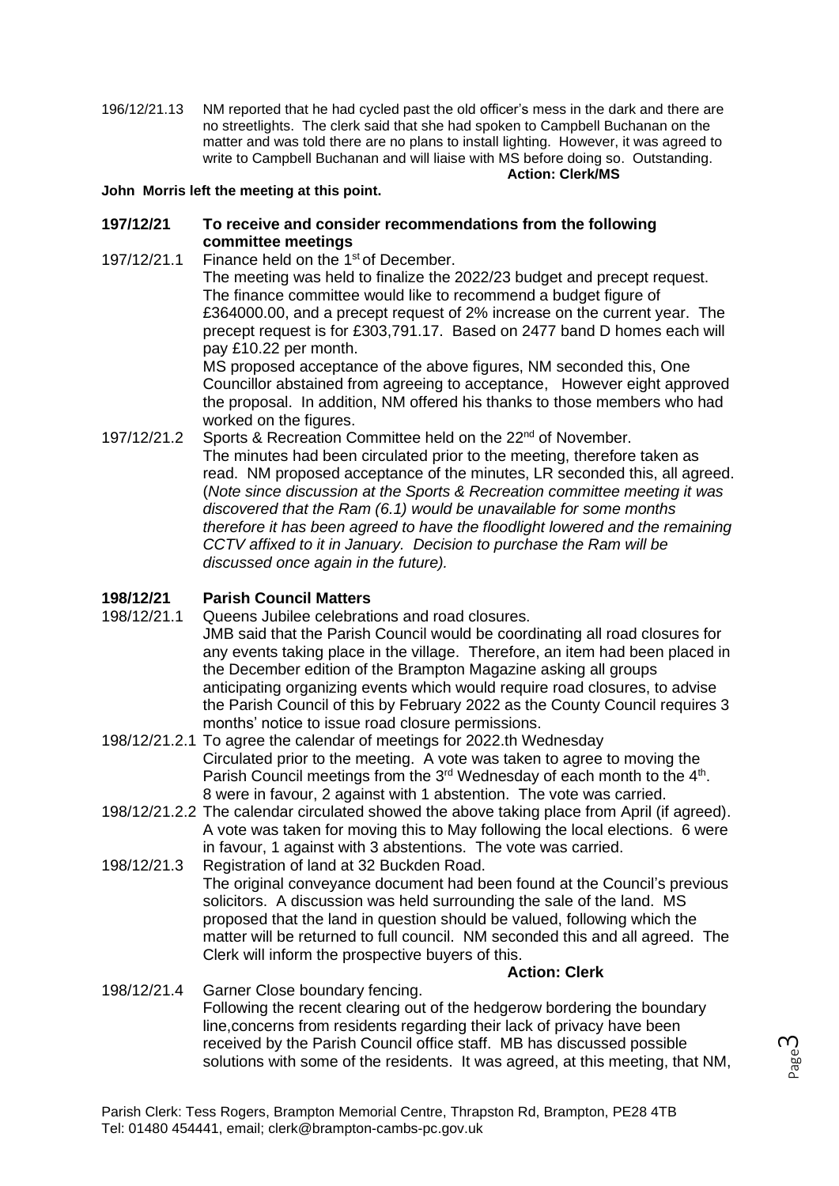196/12/21.13 NM reported that he had cycled past the old officer's mess in the dark and there are no streetlights. The clerk said that she had spoken to Campbell Buchanan on the matter and was told there are no plans to install lighting. However, it was agreed to write to Campbell Buchanan and will liaise with MS before doing so. Outstanding.

**Action: Clerk/MS**

**John Morris left the meeting at this point.**

**197/12/21 To receive and consider recommendations from the following committee meetings**

197/12/21.1 Finance held on the 1st of December.

The meeting was held to finalize the 2022/23 budget and precept request. The finance committee would like to recommend a budget figure of £364000.00, and a precept request of 2% increase on the current year. The precept request is for £303,791.17. Based on 2477 band D homes each will pay £10.22 per month.

MS proposed acceptance of the above figures, NM seconded this, One Councillor abstained from agreeing to acceptance, However eight approved the proposal. In addition, NM offered his thanks to those members who had worked on the figures.

197/12/21.2 Sports & Recreation Committee held on the 22nd of November.

The minutes had been circulated prior to the meeting, therefore taken as read. NM proposed acceptance of the minutes, LR seconded this, all agreed. (*Note since discussion at the Sports & Recreation committee meeting it was discovered that the Ram (6.1) would be unavailable for some months therefore it has been agreed to have the floodlight lowered and the remaining CCTV affixed to it in January. Decision to purchase the Ram will be discussed once again in the future).*

**198/12/21 Parish Council Matters**

198/12/21.1 Queens Jubilee celebrations and road closures.

JMB said that the Parish Council would be coordinating all road closures for any events taking place in the village. Therefore, an item had been placed in the December edition of the Brampton Magazine asking all groups anticipating organizing events which would require road closures, to advise the Parish Council of this by February 2022 as the County Council requires 3 months' notice to issue road closure permissions.

198/12/21.2.1 To agree the calendar of meetings for 2022.th Wednesday

Circulated prior to the meeting. A vote was taken to agree to moving the Parish Council meetings from the 3rd Wednesday of each month to the 4th. 8 were in favour, 2 against with 1 abstention. The vote was carried.

198/12/21.2.2 The calendar circulated showed the above taking place from April (if agreed). A vote was taken for moving this to May following the local elections. 6 were in favour, 1 against with 3 abstentions. The vote was carried.

198/12/21.3 Registration of land at 32 Buckden Road.

The original conveyance document had been found at the Council's previous solicitors. A discussion was held surrounding the sale of the land. MS proposed that the land in question should be valued, following which the matter will be returned to full council. NM seconded this and all agreed. The Clerk will inform the prospective buyers of this.

**Action: Clerk**

198/12/21.4 Garner Close boundary fencing.

Following the recent clearing out of the hedgerow bordering the boundary line,concerns from residents regarding their lack of privacy have been received by the Parish Council office staff. MB has discussed possible solutions with some of the residents. It was agreed, at this meeting, that NM,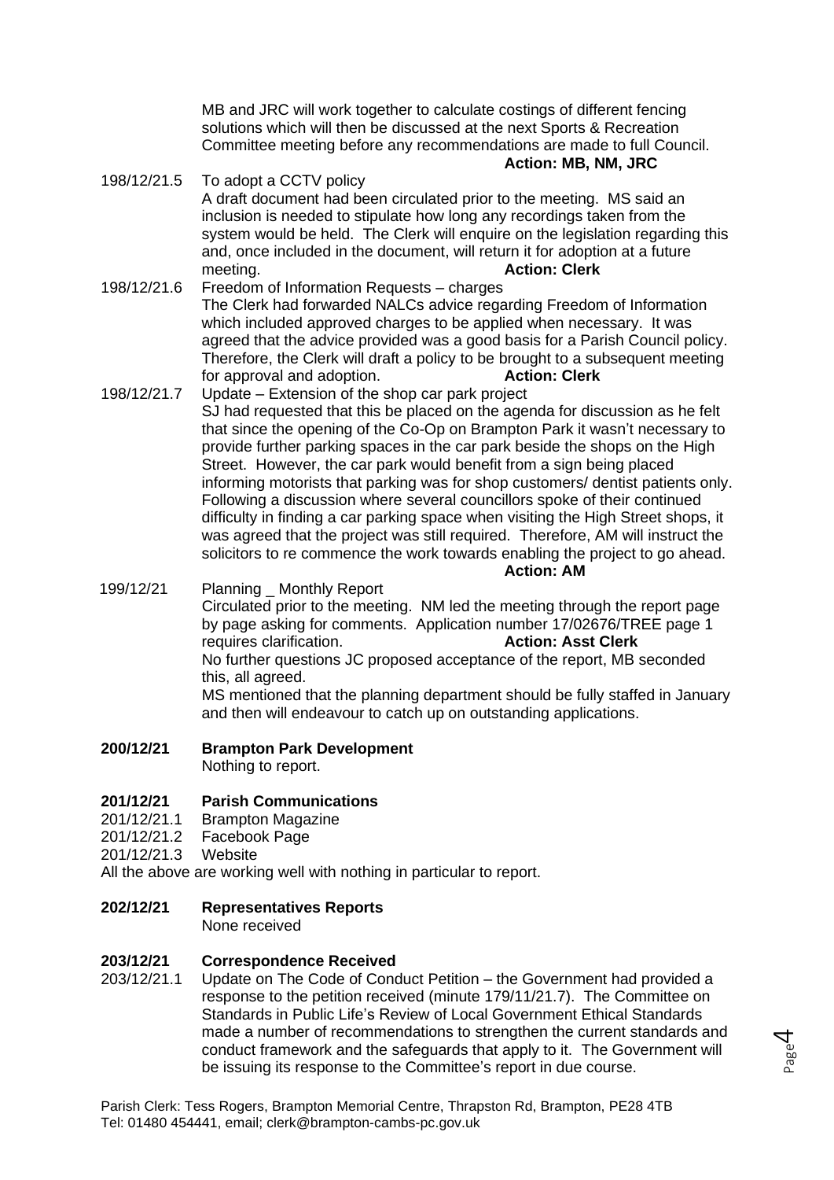MB and JRC will work together to calculate costings of different fencing solutions which will then be discussed at the next Sports & Recreation Committee meeting before any recommendations are made to full Council.
**Action: MB, NM, JRC**

198/12/21.5 To adopt a CCTV policy
A draft document had been circulated prior to the meeting. MS said an inclusion is needed to stipulate how long any recordings taken from the system would be held. The Clerk will enquire on the legislation regarding this and, once included in the document, will return it for adoption at a future meeting. **Action: Clerk**

198/12/21.6 Freedom of Information Requests – charges
The Clerk had forwarded NALCs advice regarding Freedom of Information which included approved charges to be applied when necessary. It was agreed that the advice provided was a good basis for a Parish Council policy. Therefore, the Clerk will draft a policy to be brought to a subsequent meeting for approval and adoption. **Action: Clerk**

198/12/21.7 Update – Extension of the shop car park project
SJ had requested that this be placed on the agenda for discussion as he felt that since the opening of the Co-Op on Brampton Park it wasn't necessary to provide further parking spaces in the car park beside the shops on the High Street. However, the car park would benefit from a sign being placed informing motorists that parking was for shop customers/ dentist patients only. Following a discussion where several councillors spoke of their continued difficulty in finding a car parking space when visiting the High Street shops, it was agreed that the project was still required. Therefore, AM will instruct the solicitors to re commence the work towards enabling the project to go ahead.
**Action: AM**

199/12/21 Planning _ Monthly Report
Circulated prior to the meeting. NM led the meeting through the report page by page asking for comments. Application number 17/02676/TREE page 1 requires clarification. **Action: Asst Clerk**
No further questions JC proposed acceptance of the report, MB seconded this, all agreed.
MS mentioned that the planning department should be fully staffed in January and then will endeavour to catch up on outstanding applications.

**200/12/21 Brampton Park Development**
Nothing to report.

**201/12/21 Parish Communications**
201/12/21.1 Brampton Magazine
201/12/21.2 Facebook Page
201/12/21.3 Website
All the above are working well with nothing in particular to report.

**202/12/21 Representatives Reports**
None received

**203/12/21 Correspondence Received**
203/12/21.1 Update on The Code of Conduct Petition – the Government had provided a response to the petition received (minute 179/11/21.7). The Committee on Standards in Public Life's Review of Local Government Ethical Standards made a number of recommendations to strengthen the current standards and conduct framework and the safeguards that apply to it. The Government will be issuing its response to the Committee's report in due course.

Parish Clerk: Tess Rogers, Brampton Memorial Centre, Thrapston Rd, Brampton, PE28 4TB
Tel: 01480 454441, email; clerk@brampton-cambs-pc.gov.uk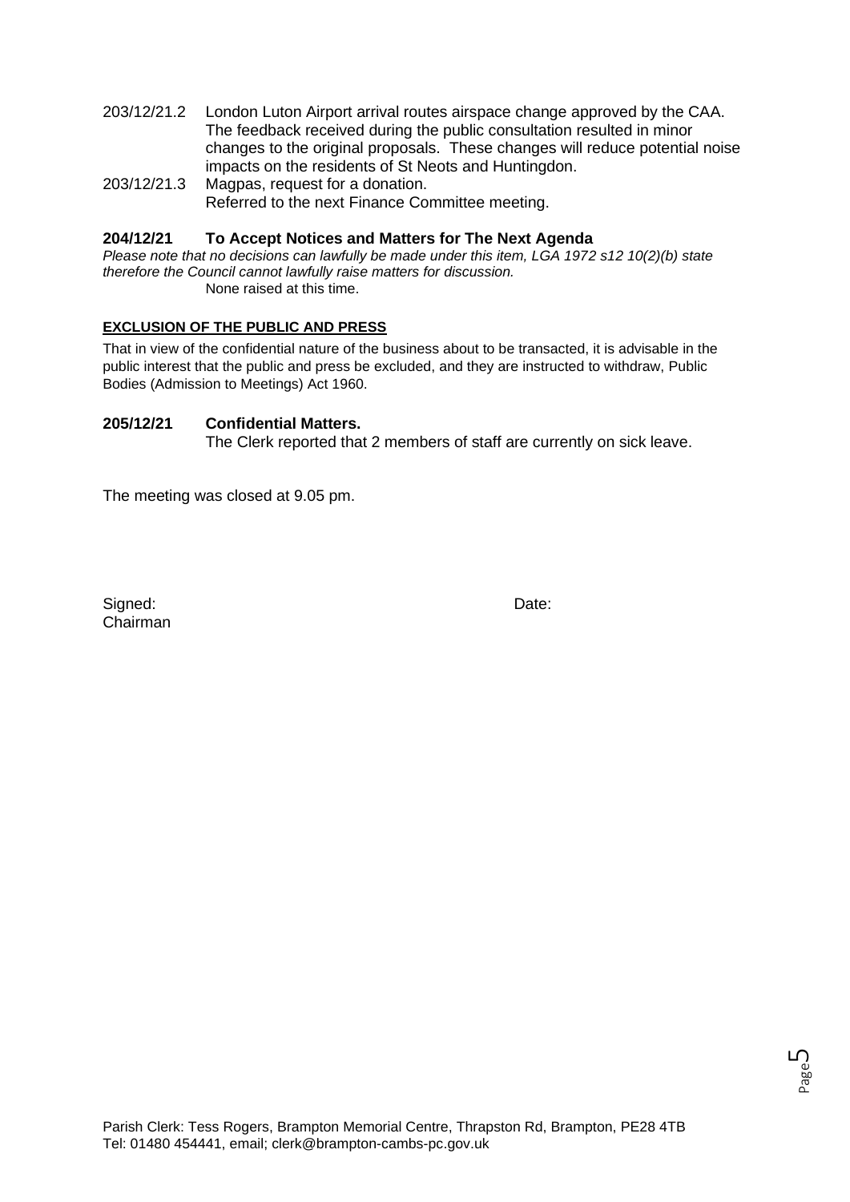203/12/21.2 London Luton Airport arrival routes airspace change approved by the CAA. The feedback received during the public consultation resulted in minor changes to the original proposals. These changes will reduce potential noise impacts on the residents of St Neots and Huntingdon.

203/12/21.3 Magpas, request for a donation.
Referred to the next Finance Committee meeting.

**204/12/21 To Accept Notices and Matters for The Next Agenda**

*Please note that no decisions can lawfully be made under this item, LGA 1972 s12 10(2)(b) state therefore the Council cannot lawfully raise matters for discussion.*

None raised at this time.

**EXCLUSION OF THE PUBLIC AND PRESS**

That in view of the confidential nature of the business about to be transacted, it is advisable in the public interest that the public and press be excluded, and they are instructed to withdraw, Public Bodies (Admission to Meetings) Act 1960.

**205/12/21 Confidential Matters.**

The Clerk reported that 2 members of staff are currently on sick leave.

The meeting was closed at 9.05 pm.

Signed: Date:
Chairman

Parish Clerk: Tess Rogers, Brampton Memorial Centre, Thrapston Rd, Brampton, PE28 4TB
Tel: 01480 454441, email; clerk@brampton-cambs-pc.gov.uk